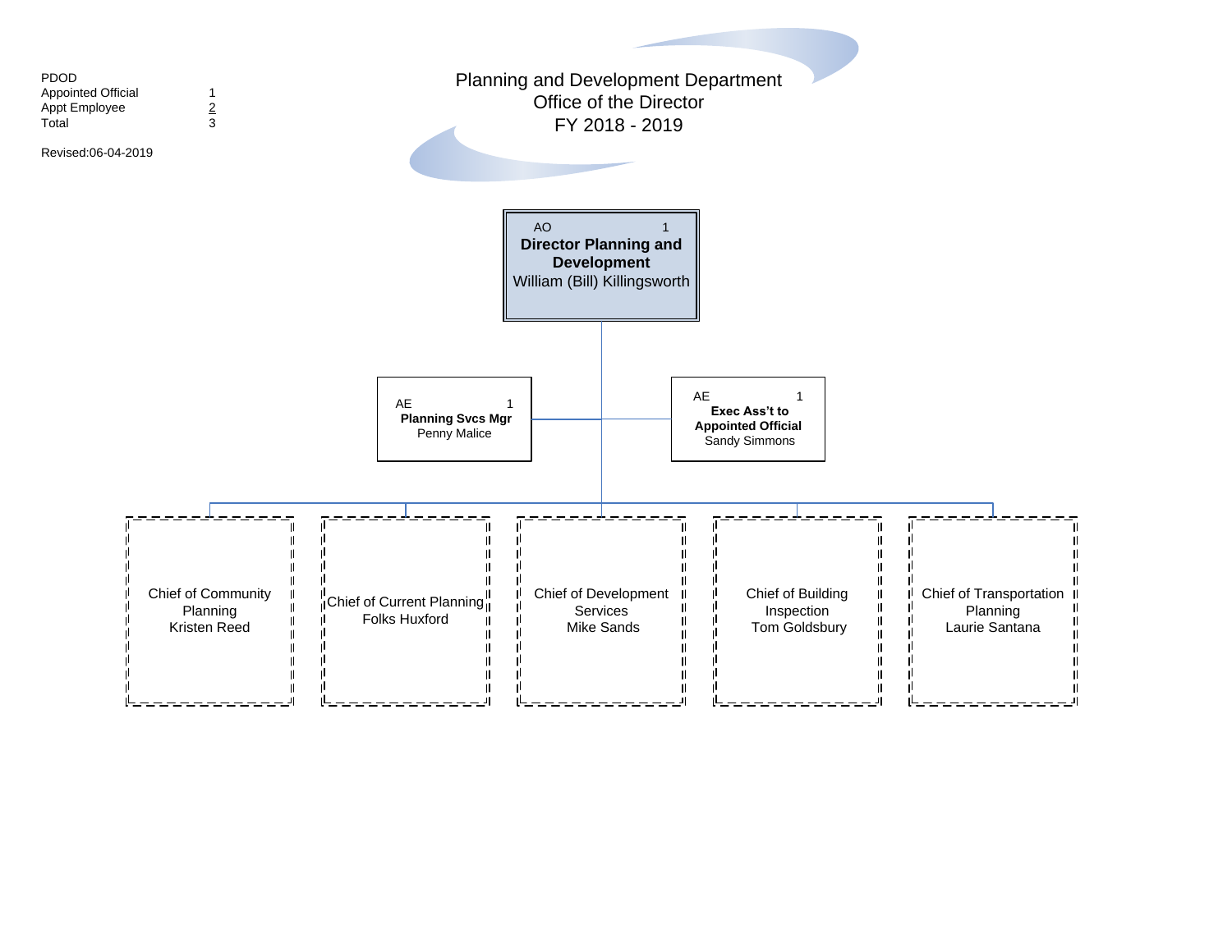PDOD

| | |
|---|---|
| Appointed Official | 1 |
| Appt Employee | 2 |
| Total | 3 |

Revised:06-04-2019

# Planning and Development Department
## Office of the Director
## FY 2018 - 2019

AO 1
**Director Planning and Development**
William (Bill) Killingsworth

AE 1
**Planning Svcs Mgr**
Penny Malice

AE 1
**Exec Ass't to Appointed Official**
Sandy Simmons

Chief of Community Planning
Kristen Reed

Chief of Current Planning
Folks Huxford

Chief of Development Services
Mike Sands

Chief of Building Inspection
Tom Goldsbury

Chief of Transportation Planning
Laurie Santana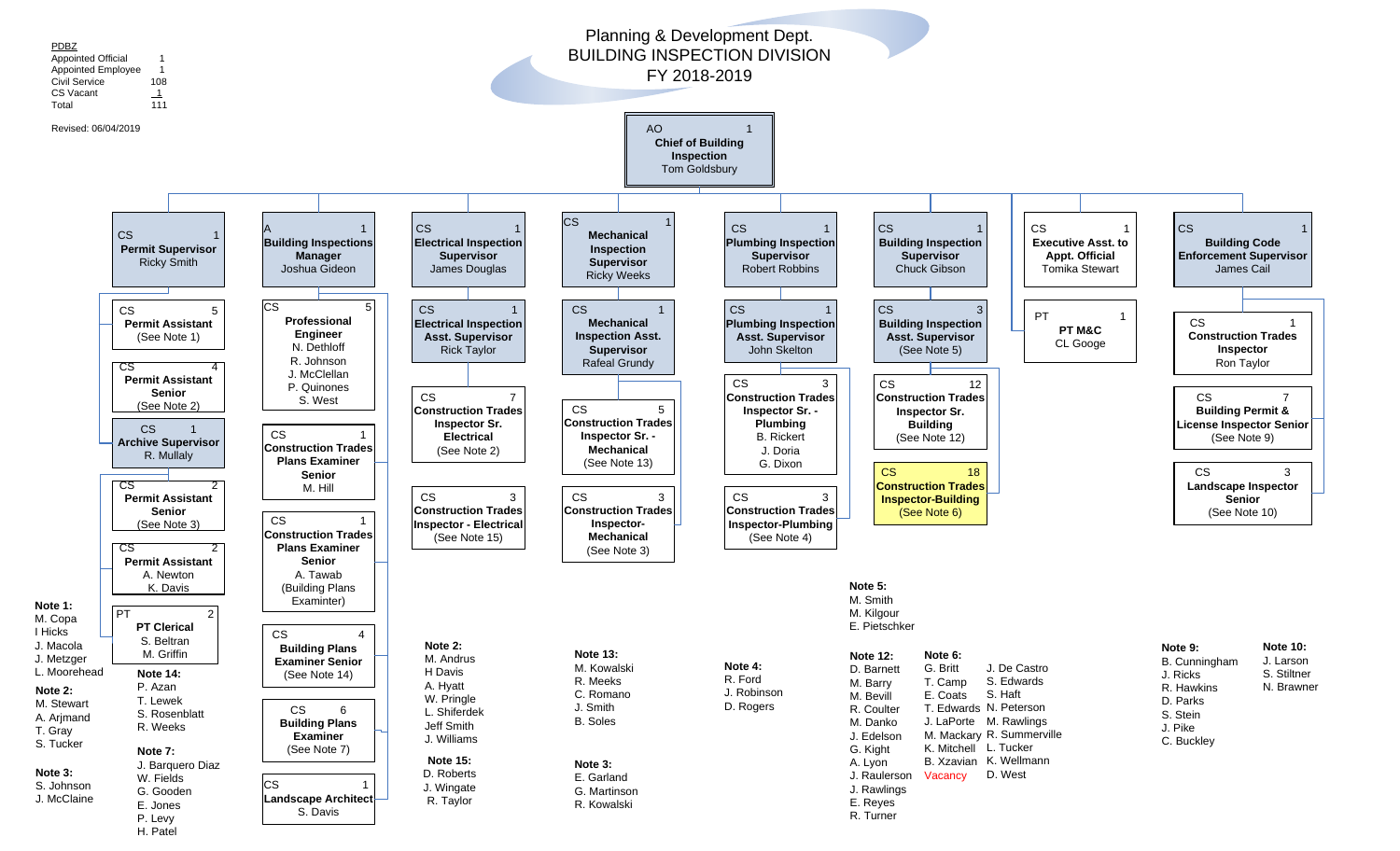# Planning & Development Dept.
## BUILDING INSPECTION DIVISION
### FY 2018-2019

**PDBZ**

| | |
|---|---|
| Appointed Official | 1 |
| Appointed Employee | 1 |
| Civil Service | 108 |
| CS Vacant | 1 |
| Total | 111 |

Revised: 06/04/2019

---

**AO 1 — Chief of Building Inspection**
Tom Goldsbury

---

### CS 1 — Permit Supervisor
Ricky Smith

- CS 5 — **Permit Assistant** (See Note 1)
- CS 4 — **Permit Assistant Senior** (See Note 2)
- CS 1 — **Archive Supervisor** — R. Mullaly
  - CS 2 — **Permit Assistant Senior** (See Note 3)
  - CS 2 — **Permit Assistant** — A. Newton, K. Davis
  - PT 2 — **PT Clerical** — S. Beltran, M. Griffin

### A 1 — Building Inspections Manager
Joshua Gideon

- CS 5 — **Professional Engineer** — N. Dethloff, R. Johnson, J. McClellan, P. Quinones, S. West
- CS 1 — **Construction Trades Plans Examiner Senior** — M. Hill
- CS 1 — **Construction Trades Plans Examiner Senior** — A. Tawab (Building Plans Examinter)
- CS 4 — **Building Plans Examiner Senior** (See Note 14)
- CS 6 — **Building Plans Examiner** (See Note 7)
- CS 1 — **Landscape Architect** — S. Davis

### CS 1 — Electrical Inspection Supervisor
James Douglas

- CS 1 — **Electrical Inspection Asst. Supervisor** — Rick Taylor
  - CS 7 — **Construction Trades Inspector Sr. Electrical** (See Note 2)
  - CS 3 — **Construction Trades Inspector - Electrical** (See Note 15)

### CS 1 — Mechanical Inspection Supervisor
Ricky Weeks

- CS 1 — **Mechanical Inspection Asst. Supervisor** — Rafeal Grundy
  - CS 5 — **Construction Trades Inspector Sr. - Mechanical** (See Note 13)
  - CS 3 — **Construction Trades Inspector-Mechanical** (See Note 3)

### CS 1 — Plumbing Inspection Supervisor
Robert Robbins

- CS 1 — **Plumbing Inspection Asst. Supervisor** — John Skelton
  - CS 3 — **Construction Trades Inspector Sr. - Plumbing** — B. Rickert, J. Doria, G. Dixon
  - CS 3 — **Construction Trades Inspector-Plumbing** (See Note 4)

### CS 1 — Building Inspection Supervisor
Chuck Gibson

- CS 3 — **Building Inspection Asst. Supervisor** (See Note 5)
  - CS 12 — **Construction Trades Inspector Sr. Building** (See Note 12)
  - CS 18 — **Construction Trades Inspector-Building** (See Note 6)

### CS 1 — Executive Asst. to Appt. Official
Tomika Stewart

- PT 1 — **PT M&C** — CL Googe

### CS 1 — Building Code Enforcement Supervisor
James Cail

- CS 1 — **Construction Trades Inspector** — Ron Taylor
- CS 7 — **Building Permit & License Inspector Senior** (See Note 9)
- CS 3 — **Landscape Inspector Senior** (See Note 10)

---

**Note 1:** M. Copa, I Hicks, J. Macola, J. Metzger, L. Moorehead

**Note 2:** M. Stewart, A. Arjmand, T. Gray, S. Tucker

**Note 3:** S. Johnson, J. McClaine

**Note 14:** P. Azan, T. Lewek, S. Rosenblatt, R. Weeks

**Note 7:** J. Barquero Diaz, W. Fields, G. Gooden, E. Jones, P. Levy, H. Patel

**Note 2:** M. Andrus, H Davis, A. Hyatt, W. Pringle, L. Shiferdek, Jeff Smith, J. Williams

**Note 15:** D. Roberts, J. Wingate, R. Taylor

**Note 13:** M. Kowalski, R. Meeks, C. Romano, J. Smith, B. Soles

**Note 3:** E. Garland, G. Martinson, R. Kowalski

**Note 4:** R. Ford, J. Robinson, D. Rogers

**Note 5:** M. Smith, M. Kilgour, E. Pietschker

**Note 12:** D. Barnett, M. Barry, M. Bevill, R. Coulter, M. Danko, J. Edelson, G. Kight, A. Lyon, J. Raulerson, J. Rawlings, E. Reyes, R. Turner

**Note 6:** G. Britt, T. Camp, E. Coats, T. Edwards, J. LaPorte, M. Mackary, K. Mitchell, B. Xzavian, Vacancy, J. De Castro, S. Edwards, S. Haft, N. Peterson, M. Rawlings, R. Summerville, L. Tucker, K. Wellmann, D. West

**Note 9:** B. Cunningham, J. Ricks, R. Hawkins, D. Parks, S. Stein, J. Pike, C. Buckley

**Note 10:** J. Larson, S. Stiltner, N. Brawner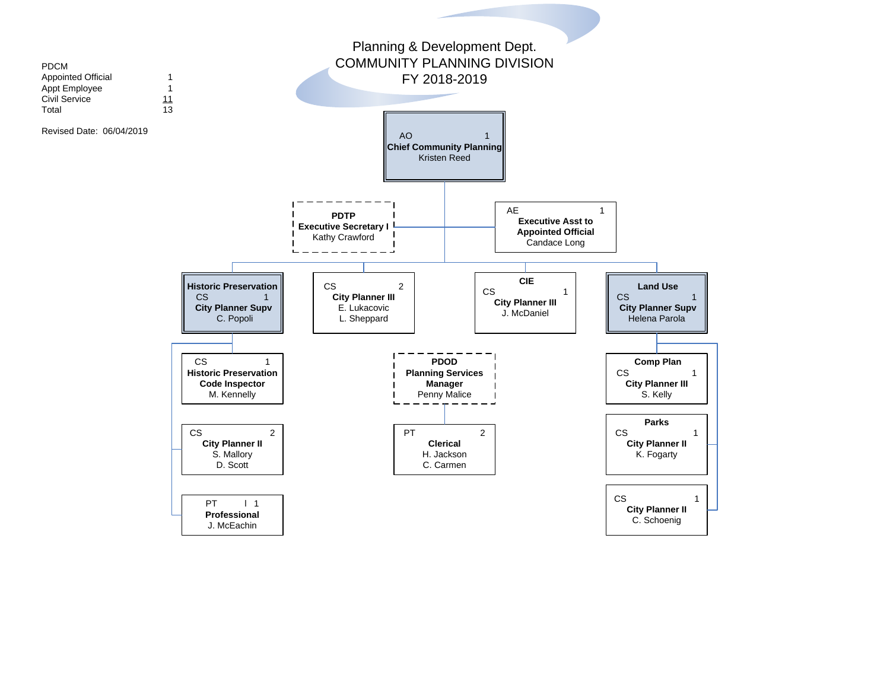# Planning & Development Dept.
## COMMUNITY PLANNING DIVISION
## FY 2018-2019

| PDCM | |
|---|---|
| Appointed Official | 1 |
| Appt Employee | 1 |
| Civil Service | 11 |
| Total | 13 |

Revised Date: 06/04/2019

**AO 1**
**Chief Community Planning**
Kristen Reed

- **PDTP**
  **Executive Secretary I**
  Kathy Crawford

- AE 1
  **Executive Asst to Appointed Official**
  Candace Long

- **Historic Preservation**
  CS 1
  **City Planner Supv**
  C. Popoli
  - CS 1
    **Historic Preservation Code Inspector**
    M. Kennelly
  - CS 2
    **City Planner II**
    S. Mallory
    D. Scott
  - PT I 1
    **Professional**
    J. McEachin

- CS 2
  **City Planner III**
  E. Lukacovic
  L. Sheppard

- **PDOD**
  **Planning Services Manager**
  Penny Malice
  - PT 2
    **Clerical**
    H. Jackson
    C. Carmen

- **CIE**
  CS 1
  **City Planner III**
  J. McDaniel

- **Land Use**
  CS 1
  **City Planner Supv**
  Helena Parola
  - **Comp Plan**
    CS 1
    **City Planner III**
    S. Kelly
  - **Parks**
    CS 1
    **City Planner II**
    K. Fogarty
  - CS 1
    **City Planner II**
    C. Schoenig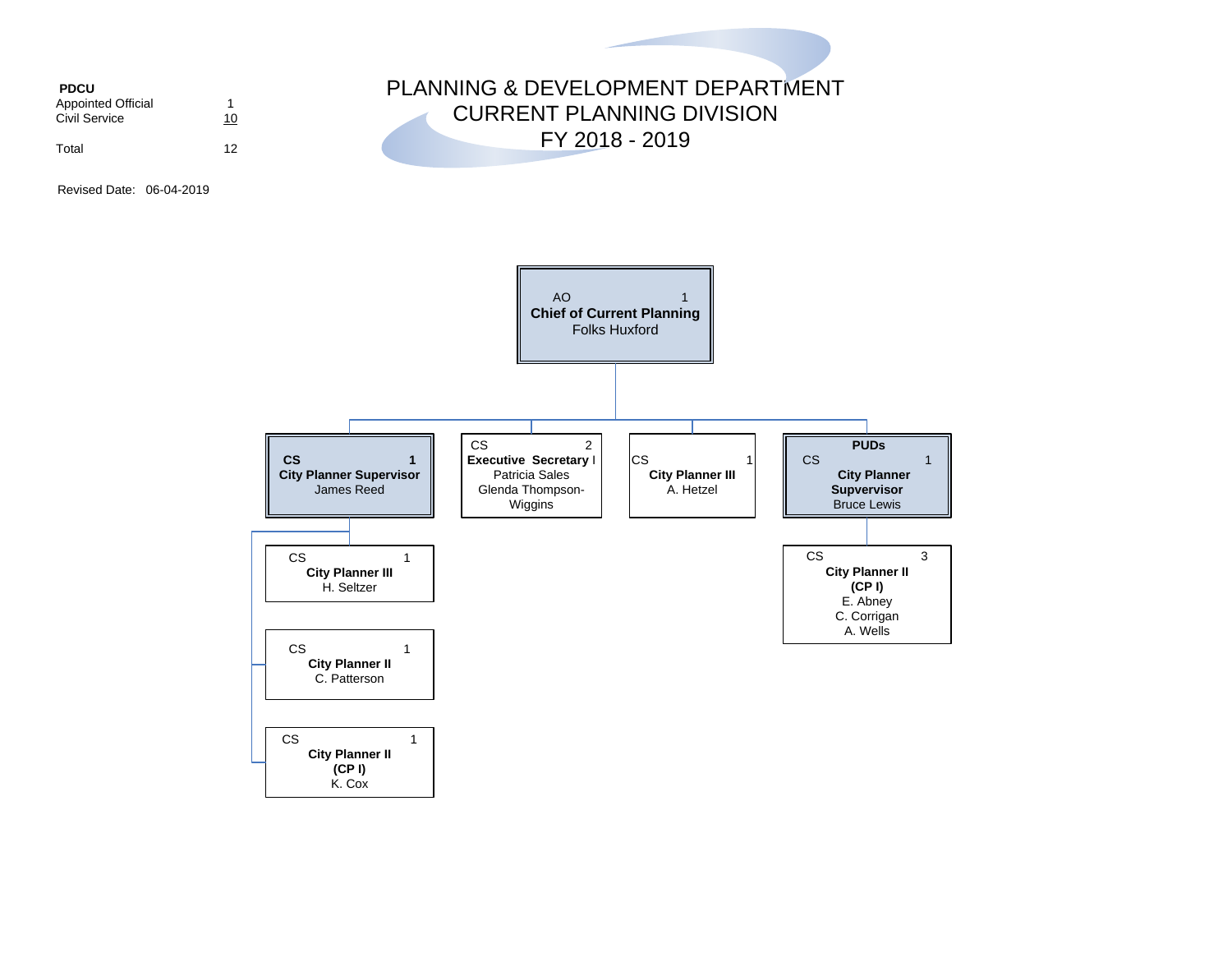**PDCU**

| | |
|---|---|
| Appointed Official | 1 |
| Civil Service | 10 |
| Total | 12 |

Revised Date: 06-04-2019

# PLANNING & DEVELOPMENT DEPARTMENT
## CURRENT PLANNING DIVISION
## FY 2018 - 2019

AO 1
**Chief of Current Planning**
Folks Huxford

---

**CS 1**
**City Planner Supervisor**
James Reed

- CS 1
  **City Planner III**
  H. Seltzer
- CS 1
  **City Planner II**
  C. Patterson
- CS 1
  **City Planner II (CP I)**
  K. Cox

---

CS 2
**Executive Secretary** I
Patricia Sales
Glenda Thompson-Wiggins

---

CS 1
**City Planner III**
A. Hetzel

---

**PUDs**
CS 1
**City Planner Supvervisor**
Bruce Lewis

- CS 3
  **City Planner II (CP I)**
  E. Abney
  C. Corrigan
  A. Wells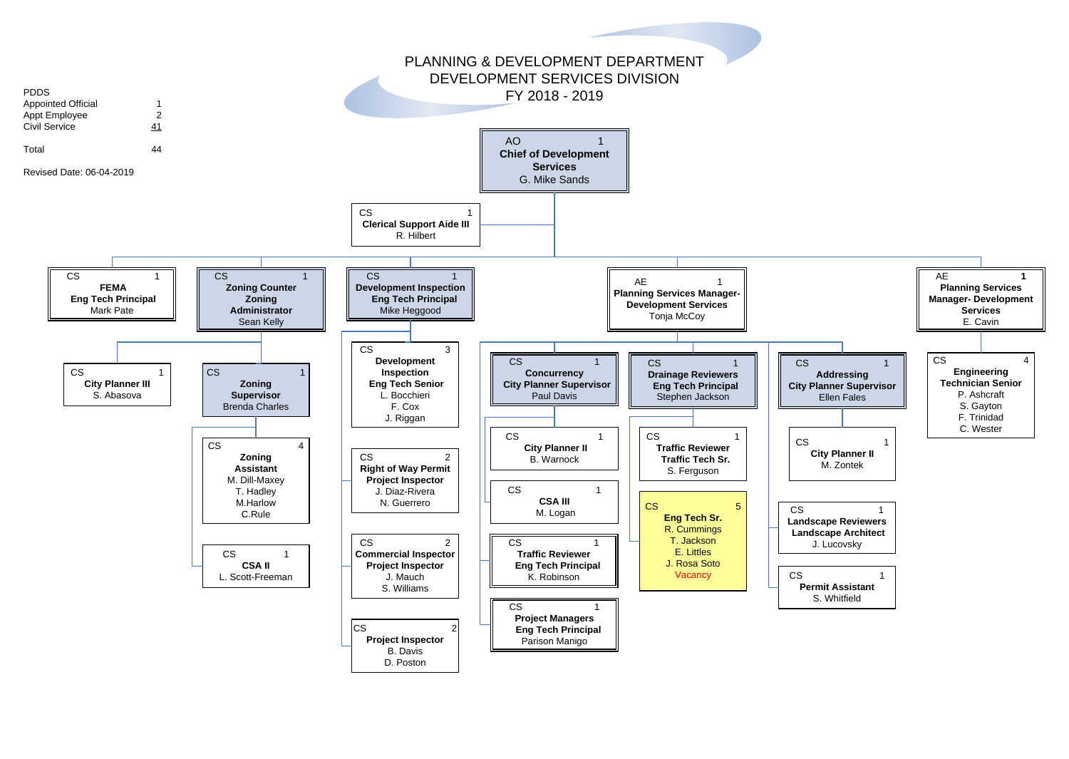# PLANNING & DEVELOPMENT DEPARTMENT
## DEVELOPMENT SERVICES DIVISION
## FY 2018 - 2019

| PDDS | |
|---|---|
| Appointed Official | 1 |
| Appt Employee | 2 |
| Civil Service | 41 |
| Total | 44 |

Revised Date: 06-04-2019

- AO 1 — **Chief of Development Services** — G. Mike Sands
  - CS 1 — **Clerical Support Aide III** — R. Hilbert
  - CS 1 — **FEMA Eng Tech Principal** — Mark Pate
  - CS 1 — **Zoning Counter Zoning Administrator** — Sean Kelly
    - CS 1 — **City Planner III** — S. Abasova
    - CS 1 — **Zoning Supervisor** — Brenda Charles
      - CS 4 — **Zoning Assistant** — M. Dill-Maxey, T. Hadley, M.Harlow, C.Rule
      - CS 1 — **CSA II** — L. Scott-Freeman
  - CS 1 — **Development Inspection Eng Tech Principal** — Mike Heggood
    - CS 3 — **Development Inspection Eng Tech Senior** — L. Bocchieri, F. Cox, J. Riggan
    - CS 2 — **Right of Way Permit Project Inspector** — J. Diaz-Rivera, N. Guerrero
    - CS 2 — **Commercial Inspector Project Inspector** — J. Mauch, S. Williams
    - CS 2 — **Project Inspector** — B. Davis, D. Poston
  - AE 1 — **Planning Services Manager- Development Services** — Tonja McCoy
    - CS 1 — **Concurrency City Planner Supervisor** — Paul Davis
      - CS 1 — **City Planner II** — B. Warnock
      - CS 1 — **CSA III** — M. Logan
      - CS 1 — **Traffic Reviewer Eng Tech Principal** — K. Robinson
      - CS 1 — **Project Managers Eng Tech Principal** — Parison Manigo
    - CS 1 — **Drainage Reviewers Eng Tech Principal** — Stephen Jackson
      - CS 1 — **Traffic Reviewer Traffic Tech Sr.** — S. Ferguson
      - CS 5 — **Eng Tech Sr.** — R. Cummings, T. Jackson, E. Littles, J. Rosa Soto, Vacancy
    - CS 1 — **Addressing City Planner Supervisor** — Ellen Fales
      - CS 1 — **City Planner II** — M. Zontek
    - CS 1 — **Landscape Reviewers Landscape Architect** — J. Lucovsky
    - CS 1 — **Permit Assistant** — S. Whitfield
  - AE 1 — **Planning Services Manager- Development Services** — E. Cavin
    - CS 4 — **Engineering Technician Senior** — P. Ashcraft, S. Gayton, F. Trinidad, C. Wester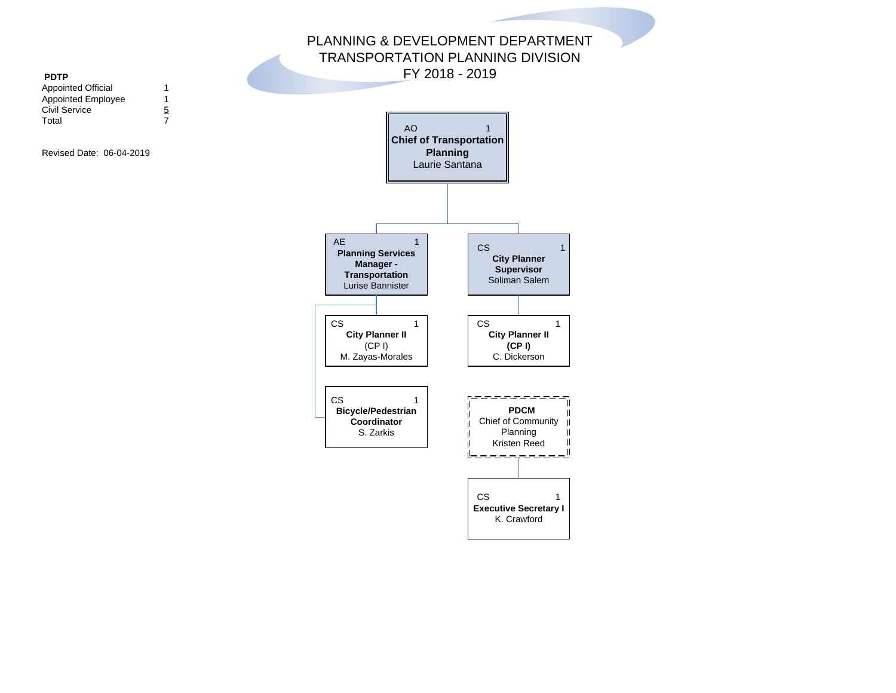# PLANNING & DEVELOPMENT DEPARTMENT
## TRANSPORTATION PLANNING DIVISION
## FY 2018 - 2019

**PDTP**

| | |
|---|---|
| Appointed Official | 1 |
| Appointed Employee | 1 |
| Civil Service | 5 |
| Total | 7 |

Revised Date: 06-04-2019

AO 1
**Chief of Transportation Planning**
Laurie Santana

AE 1
**Planning Services Manager - Transportation**
Lurise Bannister

CS 1
**City Planner II**
(CP I)
M. Zayas-Morales

CS 1
**Bicycle/Pedestrian Coordinator**
S. Zarkis

CS 1
**City Planner Supervisor**
Soliman Salem

CS 1
**City Planner II**
**(CP I)**
C. Dickerson

**PDCM**
Chief of Community Planning
Kristen Reed

CS 1
**Executive Secretary I**
K. Crawford